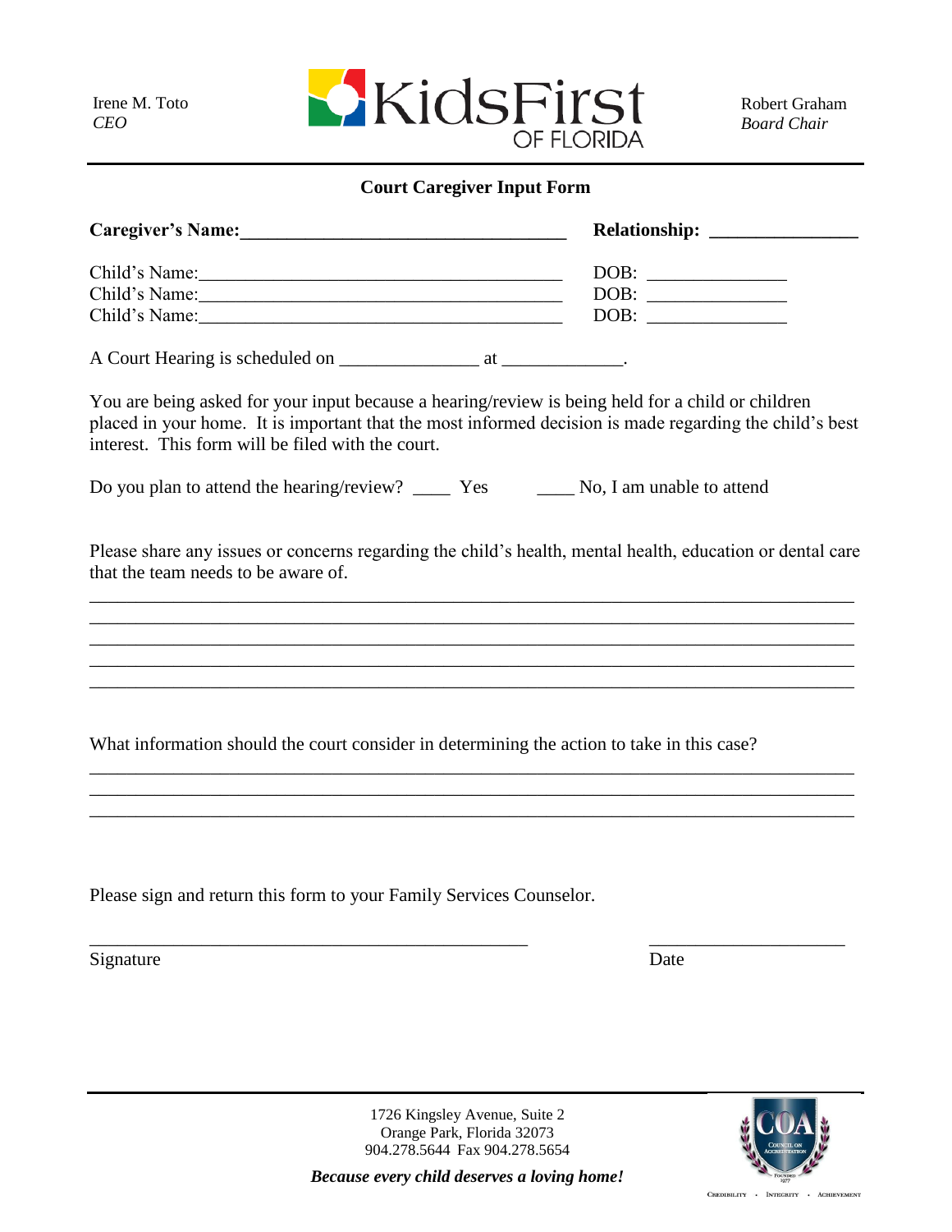Irene M. Toto
*CEO*

KidsFirst OF FLORIDA

Robert Graham
*Board Chair*

## Court Caregiver Input Form

**Caregiver's Name:**__________________________________ **Relationship:** _______________

Child's Name:________________________________________ DOB: ______________
Child's Name:________________________________________ DOB: ______________
Child's Name:________________________________________ DOB: ______________

A Court Hearing is scheduled on ______________ at ____________.

You are being asked for your input because a hearing/review is being held for a child or children placed in your home. It is important that the most informed decision is made regarding the child's best interest. This form will be filed with the court.

Do you plan to attend the hearing/review? ____ Yes ____ No, I am unable to attend

Please share any issues or concerns regarding the child's health, mental health, education or dental care that the team needs to be aware of.

______________________________________________________________________________
______________________________________________________________________________
______________________________________________________________________________
______________________________________________________________________________
______________________________________________________________________________

What information should the court consider in determining the action to take in this case?

______________________________________________________________________________
______________________________________________________________________________
______________________________________________________________________________

Please sign and return this form to your Family Services Counselor.

_______________________________________________ _____________________

Signature Date

1726 Kingsley Avenue, Suite 2
Orange Park, Florida 32073
904.278.5644 Fax 904.278.5654

***Because every child deserves a loving home!***

COA Council on Accreditation — Founded 1977
Credibility · Integrity · Achievement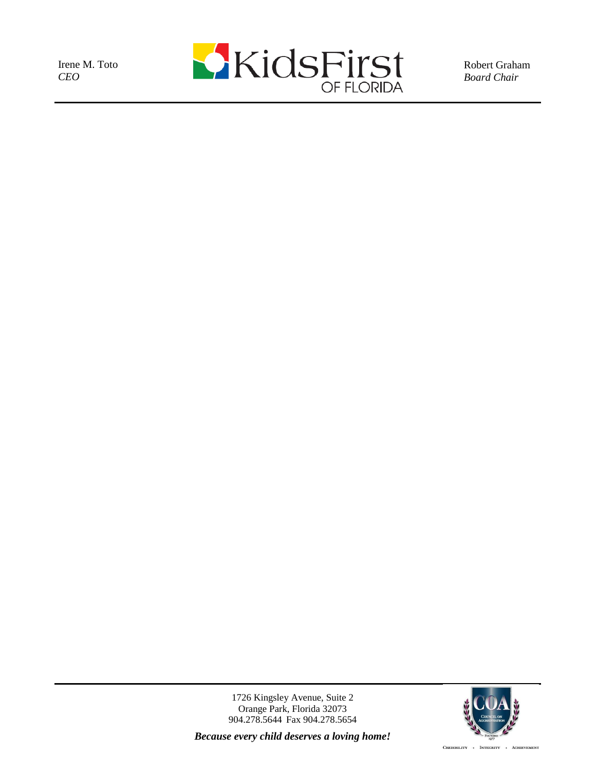Irene M. Toto
*CEO*

KidsFirst
OF FLORIDA

Robert Graham
*Board Chair*

---

1726 Kingsley Avenue, Suite 2
Orange Park, Florida 32073
904.278.5644 Fax 904.278.5654

***Because every child deserves a loving home!***

COA
COUNCIL ON ACCREDITATION
FOUNDED 1977

CREDIBILITY • INTEGRITY • ACHIEVEMENT